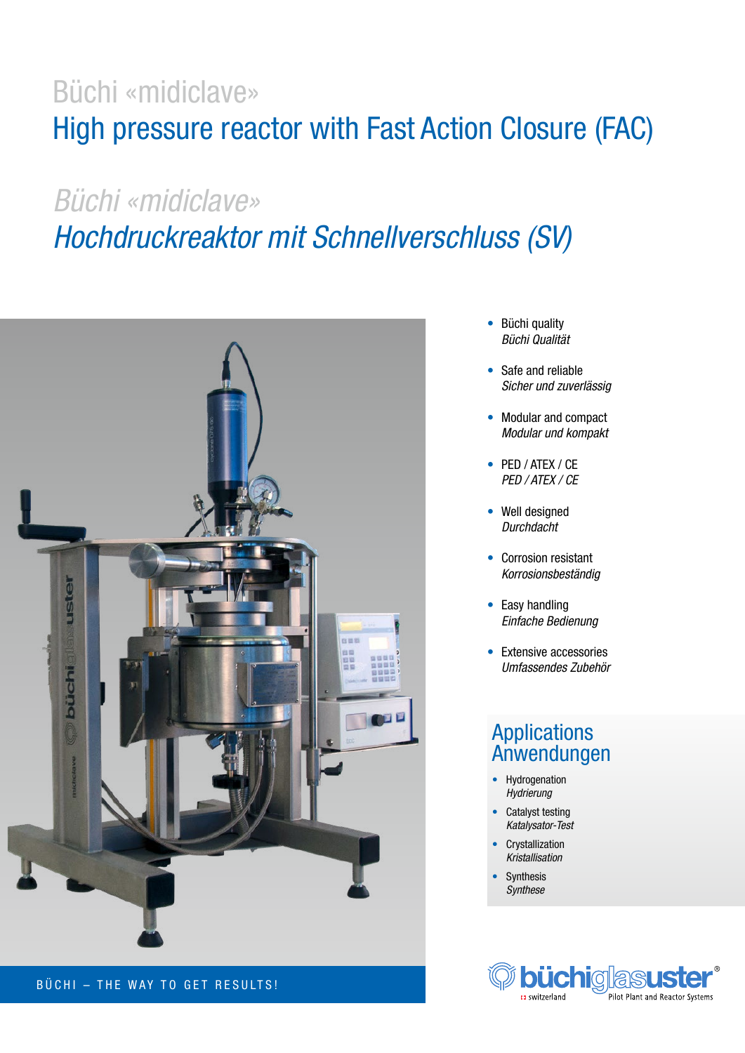# Büchi «midiclave»

# High pressure reactor with Fast Action Closure (FAC)

# *Büchi «midiclave»*

# *Hochdruckreaktor mit Schnellverschluss (SV)*

BÜCHI – THE WAY TO GET RESULTS!

- Büchi quality
  *Büchi Qualität*
- Safe and reliable
  *Sicher und zuverlässig*
- Modular and compact
  *Modular und kompakt*
- PED / ATEX / CE
  *PED / ATEX / CE*
- Well designed
  *Durchdacht*
- Corrosion resistant
  *Korrosionsbeständig*
- Easy handling
  *Einfache Bedienung*
- Extensive accessories
  *Umfassendes Zubehör*

## Applications
## Anwendungen

- Hydrogenation
  *Hydrierung*
- Catalyst testing
  *Katalysator-Test*
- Crystallization
  *Kristallisation*
- Synthesis
  *Synthese*

büchiglasuster® switzerland Pilot Plant and Reactor Systems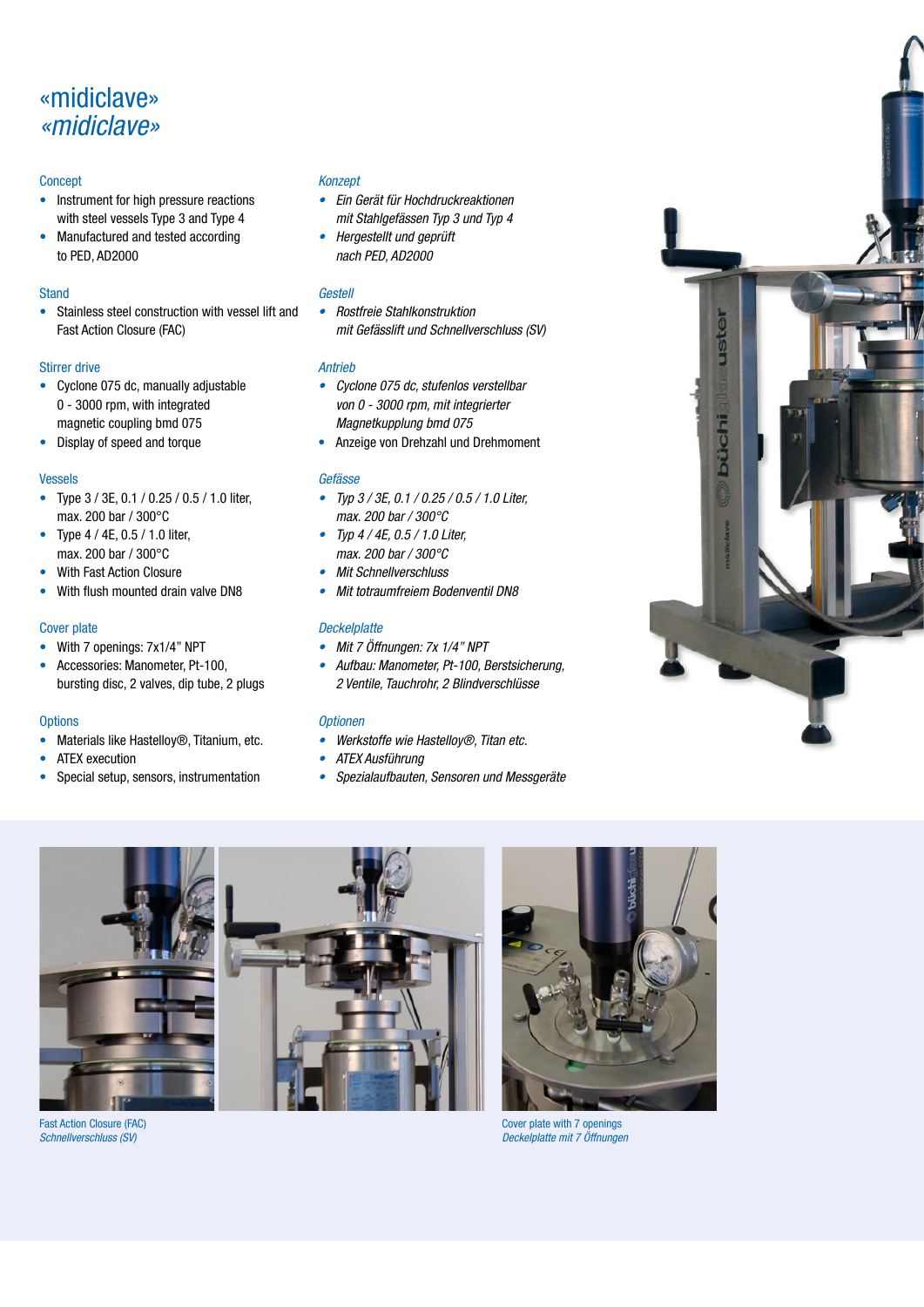# «midiclave»
*«midiclave»*

## Concept

- Instrument for high pressure reactions with steel vessels Type 3 and Type 4
- Manufactured and tested according to PED, AD2000

## Stand

- Stainless steel construction with vessel lift and Fast Action Closure (FAC)

## Stirrer drive

- Cyclone 075 dc, manually adjustable 0 - 3000 rpm, with integrated magnetic coupling bmd 075
- Display of speed and torque

## Vessels

- Type 3 / 3E, 0.1 / 0.25 / 0.5 / 1.0 liter, max. 200 bar / 300°C
- Type 4 / 4E, 0.5 / 1.0 liter, max. 200 bar / 300°C
- With Fast Action Closure
- With flush mounted drain valve DN8

## Cover plate

- With 7 openings: 7x1/4" NPT
- Accessories: Manometer, Pt-100, bursting disc, 2 valves, dip tube, 2 plugs

## Options

- Materials like Hastelloy®, Titanium, etc.
- ATEX execution
- Special setup, sensors, instrumentation

## *Konzept*

- *Ein Gerät für Hochdruckreaktionen mit Stahlgefässen Typ 3 und Typ 4*
- *Hergestellt und geprüft nach PED, AD2000*

## *Gestell*

- *Rostfreie Stahlkonstruktion mit Gefässlift und Schnellverschluss (SV)*

## *Antrieb*

- *Cyclone 075 dc, stufenlos verstellbar von 0 - 3000 rpm, mit integrierter Magnetkupplung bmd 075*
- Anzeige von Drehzahl und Drehmoment

## *Gefässe*

- *Typ 3 / 3E, 0.1 / 0.25 / 0.5 / 1.0 Liter, max. 200 bar / 300°C*
- *Typ 4 / 4E, 0.5 / 1.0 Liter, max. 200 bar / 300°C*
- *Mit Schnellverschluss*
- *Mit totraumfreiem Bodenventil DN8*

## *Deckelplatte*

- *Mit 7 Öffnungen: 7x 1/4" NPT*
- *Aufbau: Manometer, Pt-100, Berstsicherung, 2 Ventile, Tauchrohr, 2 Blindverschlüsse*

## *Optionen*

- *Werkstoffe wie Hastelloy®, Titan etc.*
- *ATEX Ausführung*
- *Spezialaufbauten, Sensoren und Messgeräte*

Fast Action Closure (FAC)
*Schnellverschluss (SV)*

Cover plate with 7 openings
*Deckelplatte mit 7 Öffnungen*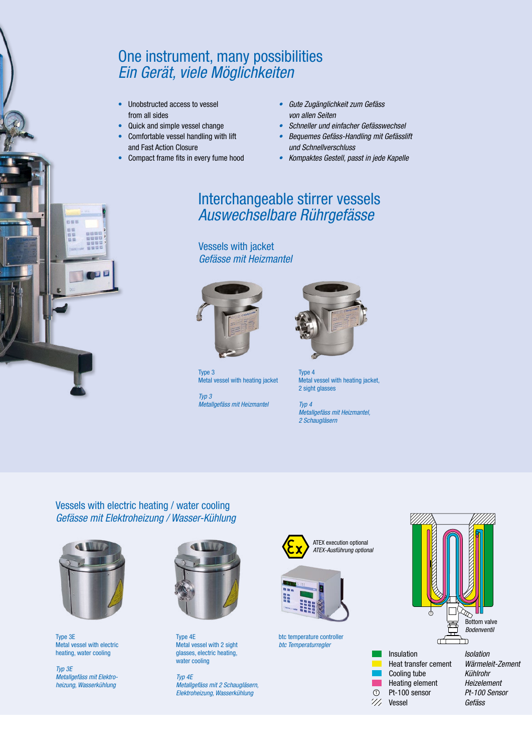# One instrument, many possibilities
# *Ein Gerät, viele Möglichkeiten*

- Unobstructed access to vessel from all sides
- Quick and simple vessel change
- Comfortable vessel handling with lift and Fast Action Closure
- Compact frame fits in every fume hood

- *Gute Zugänglichkeit zum Gefäss von allen Seiten*
- *Schneller und einfacher Gefässwechsel*
- *Bequemes Gefäss-Handling mit Gefässlift und Schnellverschluss*
- *Kompaktes Gestell, passt in jede Kapelle*

## Interchangeable stirrer vessels
## *Auswechselbare Rührgefässe*

### Vessels with jacket
### *Gefässe mit Heizmantel*

Type 3
Metal vessel with heating jacket

*Typ 3*
*Metallgefäss mit Heizmantel*

Type 4
Metal vessel with heating jacket, 2 sight glasses

*Typ 4*
*Metallgefäss mit Heizmantel, 2 Schaugläsern*

### Vessels with electric heating / water cooling
### *Gefässe mit Elektroheizung / Wasser-Kühlung*

Type 3E
Metal vessel with electric heating, water cooling

*Typ 3E*
*Metallgefäss mit Elektroheizung, Wasserkühlung*

Type 4E
Metal vessel with 2 sight glasses, electric heating, water cooling

*Typ 4E*
*Metallgefäss mit 2 Schaugläsern, Elektroheizung, Wasserkühlung*

ATEX execution optional
*ATEX-Ausführung optional*

btc temperature controller
*btc Temperaturregler*

Bottom valve
*Bodenventil*

| | | |
|---|---|---|
| Insulation | *Isolation* |
| Heat transfer cement | *Wärmeleit-Zement* |
| Cooling tube | *Kühlrohr* |
| Heating element | *Heizelement* |
| Pt-100 sensor | *Pt-100 Sensor* |
| Vessel | *Gefäss* |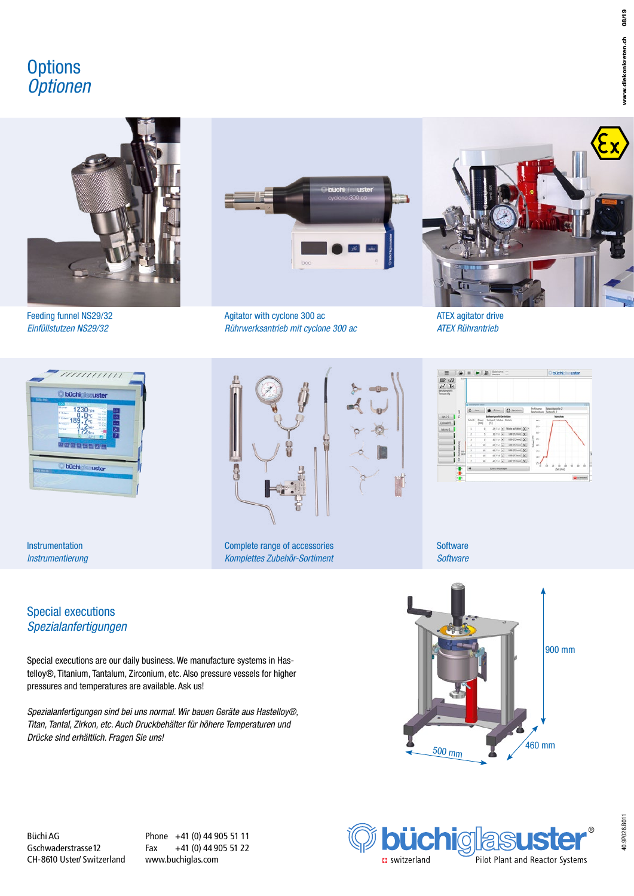# Options
# *Optionen*

Feeding funnel NS29/32
*Einfüllstutzen NS29/32*

Agitator with cyclone 300 ac
*Rührwerksantrieb mit cyclone 300 ac*

ATEX agitator drive
*ATEX Rührantrieb*

Instrumentation
*Instrumentierung*

Complete range of accessories
*Komplettes Zubehör-Sortiment*

Software
*Software*

## Special executions
## *Spezialanfertigungen*

Special executions are our daily business. We manufacture systems in Hastelloy®, Titanium, Tantalum, Zirconium, etc. Also pressure vessels for higher pressures and temperatures are available. Ask us!

*Spezialanfertigungen sind bei uns normal. Wir bauen Geräte aus Hastelloy®, Titan, Tantal, Zirkon, etc. Auch Druckbehälter für höhere Temperaturen und Drücke sind erhältlich. Fragen Sie uns!*

900 mm

460 mm

500 mm

Büchi AG
Gschwaderstrasse 12
CH-8610 Uster/ Switzerland

Phone +41 (0) 44 905 51 11
Fax +41 (0) 44 905 51 22
www.buchiglas.com

büchiglasuster® switzerland Pilot Plant and Reactor Systems

40.9P026.B011